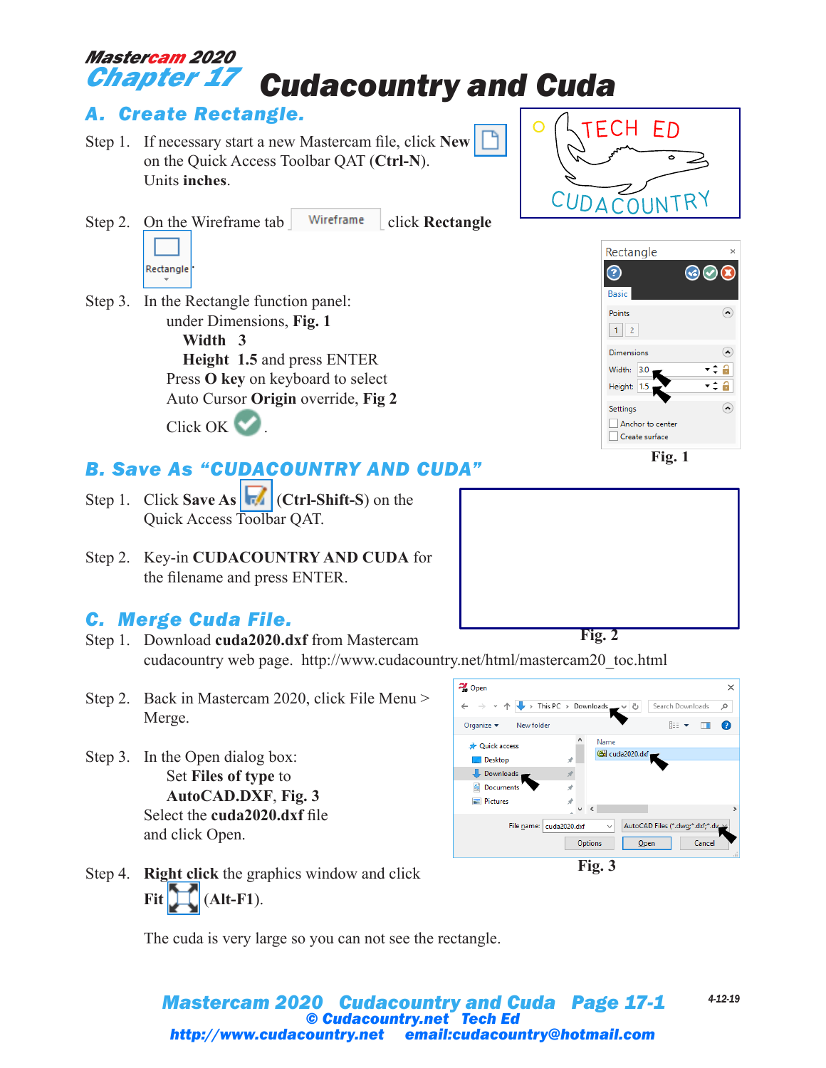# Mastercam 2020

# Chapter 17 Cudacountry and Cuda

## A. Create Rectangle.

Step 1. If necessary start a new Mastercam file, click **New** on the Quick Access Toolbar QAT (**Ctrl-N**). Units **inches**.

Step 2. On the Wireframe tab click **Rectangle**

Step 3. In the Rectangle function panel:
 under Dimensions, **Fig. 1**
 **Width 3**
 **Height 1.5** and press ENTER
 Press **O key** on keyboard to select Auto Cursor **Origin** override, **Fig 2**
 Click OK.

**Fig. 1**

## B. Save As "CUDACOUNTRY AND CUDA"

Step 1. Click **Save As** (**Ctrl-Shift-S**) on the Quick Access Toolbar QAT.

Step 2. Key-in **CUDACOUNTRY AND CUDA** for the filename and press ENTER.

**Fig. 2**

## C. Merge Cuda File.

Step 1. Download **cuda2020.dxf** from Mastercam cudacountry web page. http://www.cudacountry.net/html/mastercam20_toc.html

Step 2. Back in Mastercam 2020, click File Menu > Merge.

Step 3. In the Open dialog box:
 Set **Files of type** to
 **AutoCAD.DXF**, **Fig. 3**
 Select the **cuda2020.dxf** file and click Open.

**Fig. 3**

Step 4. **Right click** the graphics window and click **Fit** (**Alt-F1**).

The cuda is very large so you can not see the rectangle.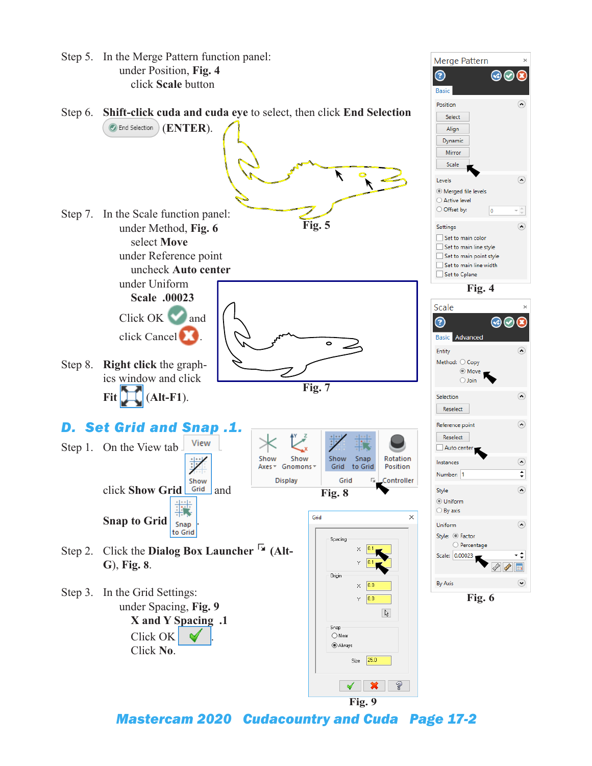Step 5. In the Merge Pattern function panel:
under Position, **Fig. 4**
click **Scale** button

Step 6. **Shift-click cuda and cuda eye** to select, then click **End Selection** (**ENTER**).

Fig. 5

Step 7. In the Scale function panel:
under Method, **Fig. 6**
select **Move**
under Reference point
uncheck **Auto center**
under Uniform
**Scale .00023**
Click OK and
click Cancel.

Fig. 7

Step 8. **Right click** the graphics window and click
**Fit** (**Alt-F1**).

Fig. 4

Fig. 6

## D. Set Grid and Snap .1.

Step 1. On the View tab
click **Show Grid** and
**Snap to Grid**.

Fig. 8

Step 2. Click the **Dialog Box Launcher** (**Alt-G**), **Fig. 8**.

Step 3. In the Grid Settings:
under Spacing, **Fig. 9**
**X and Y Spacing .1**
Click OK
Click **No**.

Fig. 9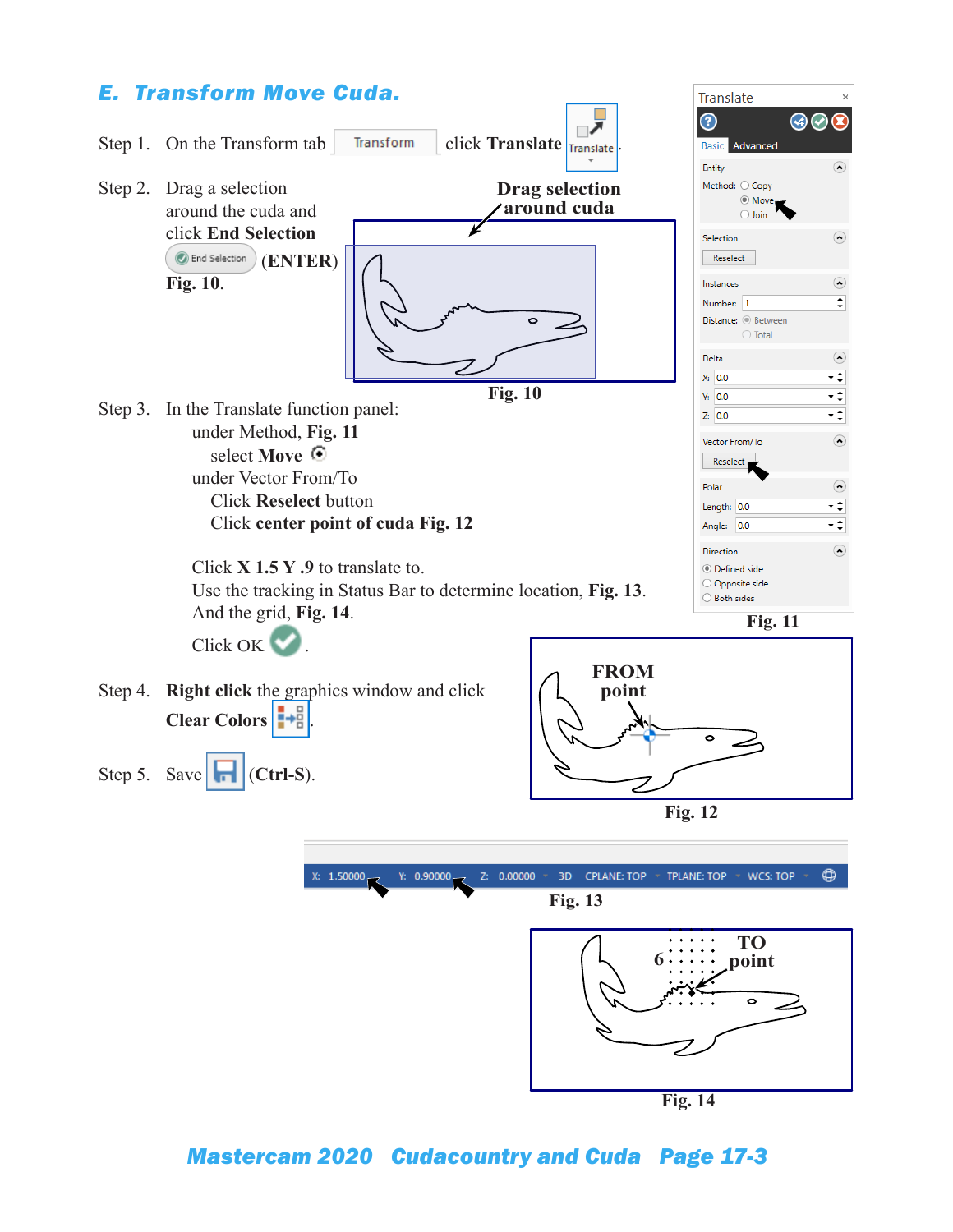## E. Transform Move Cuda.

Step 1. On the Transform tab Transform click **Translate** Translate.

Step 2. Drag a selection around the cuda and click **End Selection** End Selection (**ENTER**) **Fig. 10**.

**Drag selection around cuda**

**Fig. 10**

Step 3. In the Translate function panel:

- under Method, **Fig. 11**
  - select **Move**
- under Vector From/To
  - Click **Reselect** button
  - Click **center point of cuda Fig. 12**

Click **X 1.5 Y .9** to translate to.
Use the tracking in Status Bar to determine location, **Fig. 13**.
And the grid, **Fig. 14**.

Click OK.

Step 4. **Right click** the graphics window and click **Clear Colors**.

Step 5. Save (**Ctrl-S**).

Translate

Basic Advanced

Entity
Method: Copy / Move / Join

Selection
Reselect

Instances
Number: 1
Distance: Between / Total

Delta
X: 0.0
Y: 0.0
Z: 0.0

Vector From/To
Reselect

Polar
Length: 0.0
Angle: 0.0

Direction
Defined side / Opposite side / Both sides

**Fig. 11**

**FROM point**

**Fig. 12**

X: 1.50000 Y: 0.90000 Z: 0.00000 3D CPLANE: TOP TPLANE: TOP WCS: TOP

**Fig. 13**

**TO point**

6

**Fig. 14**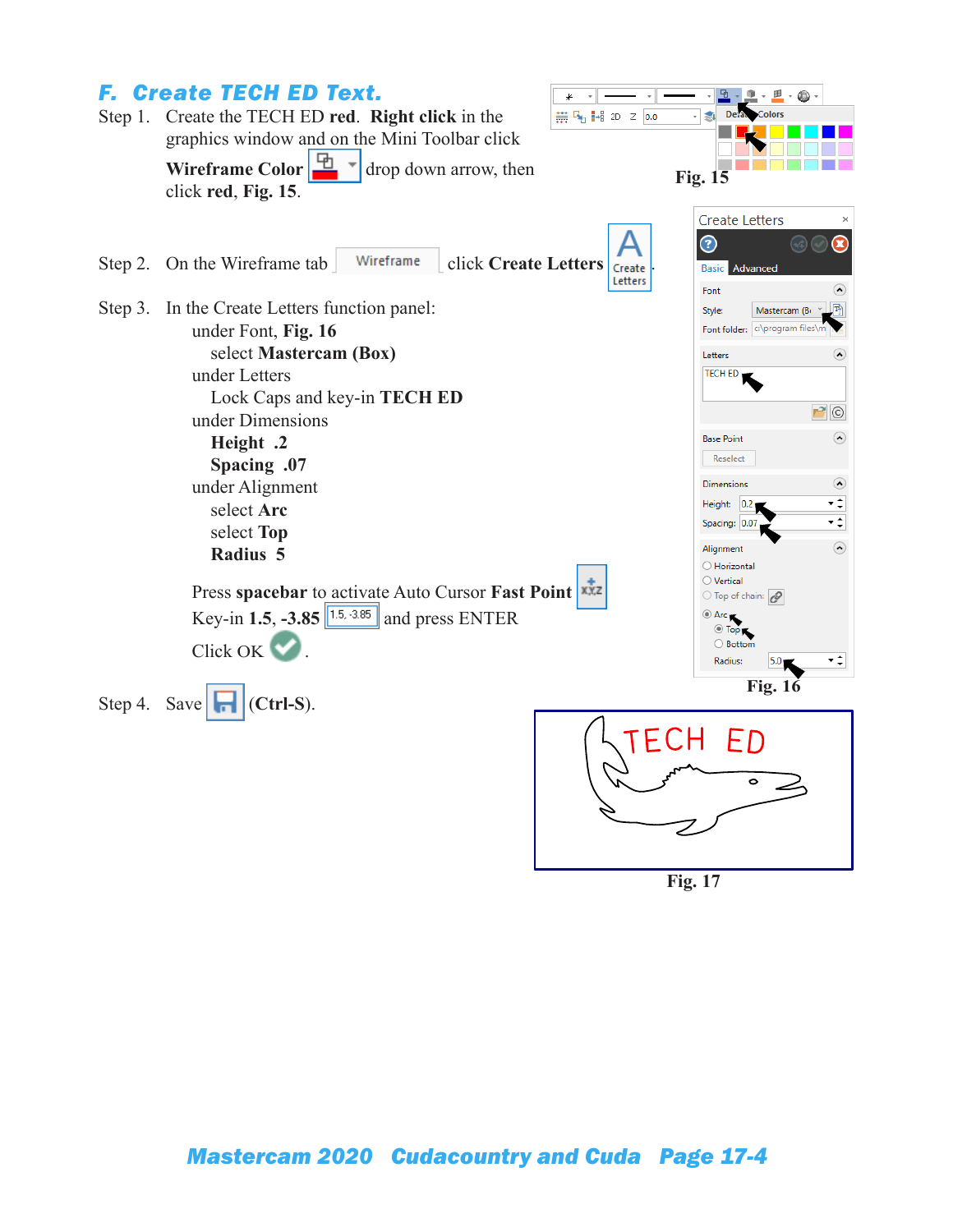## F. Create TECH ED Text.

Step 1. Create the TECH ED **red**. **Right click** in the graphics window and on the Mini Toolbar click **Wireframe Color** drop down arrow, then click **red**, **Fig. 15**.

Fig. 15

Step 2. On the Wireframe tab click **Create Letters**.

Step 3. In the Create Letters function panel:

under Font, **Fig. 16**
 select **Mastercam (Box)**

under Letters
 Lock Caps and key-in **TECH ED**

under Dimensions
 **Height .2**
 **Spacing .07**

under Alignment
 select **Arc**
 select **Top**
 **Radius 5**

Press **spacebar** to activate Auto Cursor **Fast Point**

Key-in **1.5, -3.85** and press ENTER

Click OK .

Fig. 16

Step 4. Save (**Ctrl-S**).

Fig. 17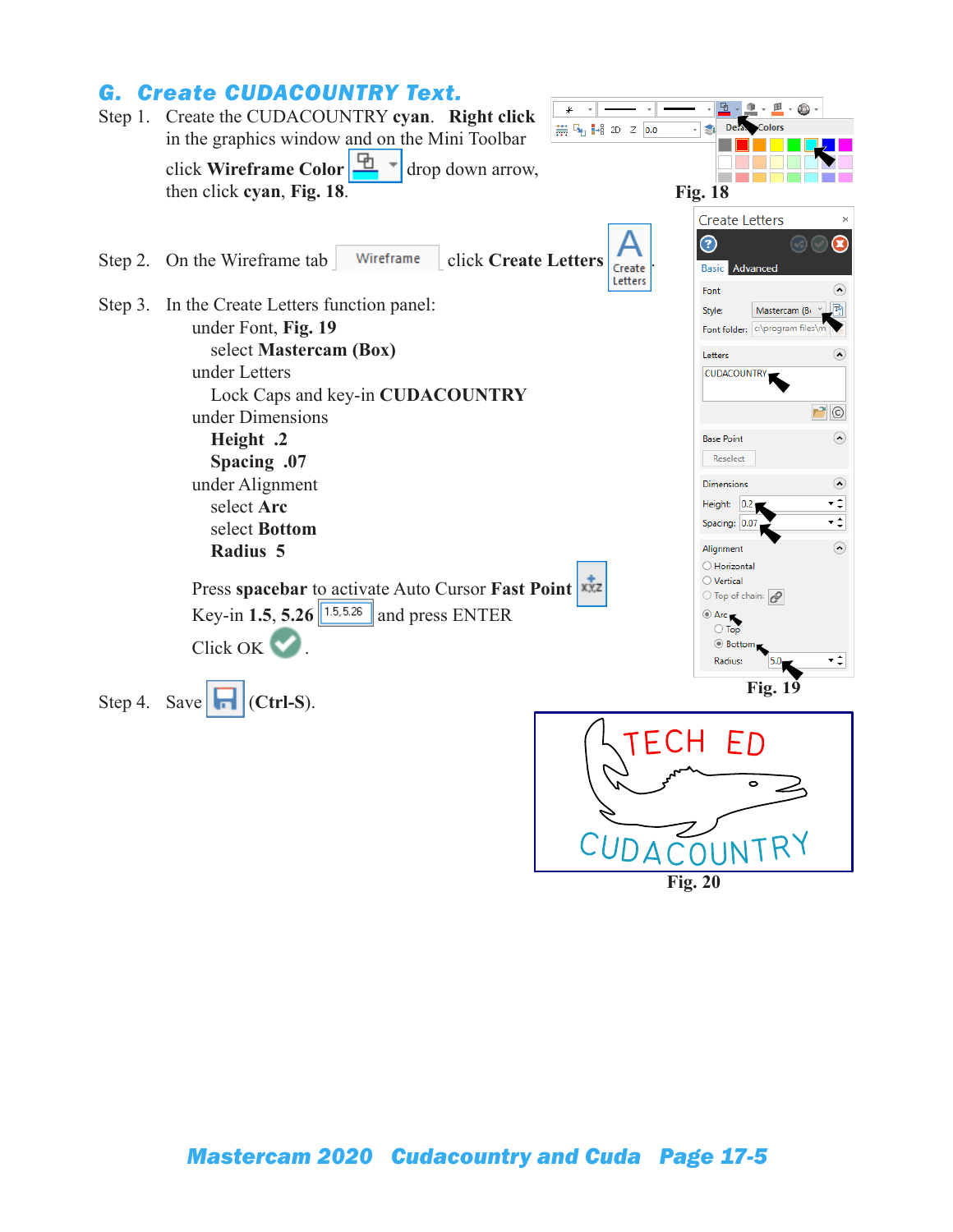## G. Create CUDACOUNTRY Text.

Step 1. Create the CUDACOUNTRY **cyan**. **Right click** in the graphics window and on the Mini Toolbar click **Wireframe Color** drop down arrow, then click **cyan**, **Fig. 18**.

Fig. 18

Step 2. On the Wireframe tab click **Create Letters**.

Step 3. In the Create Letters function panel:

under Font, **Fig. 19**

select **Mastercam (Box)**

under Letters

Lock Caps and key-in **CUDACOUNTRY**

under Dimensions

**Height .2**

**Spacing .07**

under Alignment

select **Arc**

select **Bottom**

**Radius 5**

Press **spacebar** to activate Auto Cursor **Fast Point**

Key-in **1.5**, **5.26** and press ENTER

Click OK .

Fig. 19

Step 4. Save (**Ctrl-S**).

Fig. 20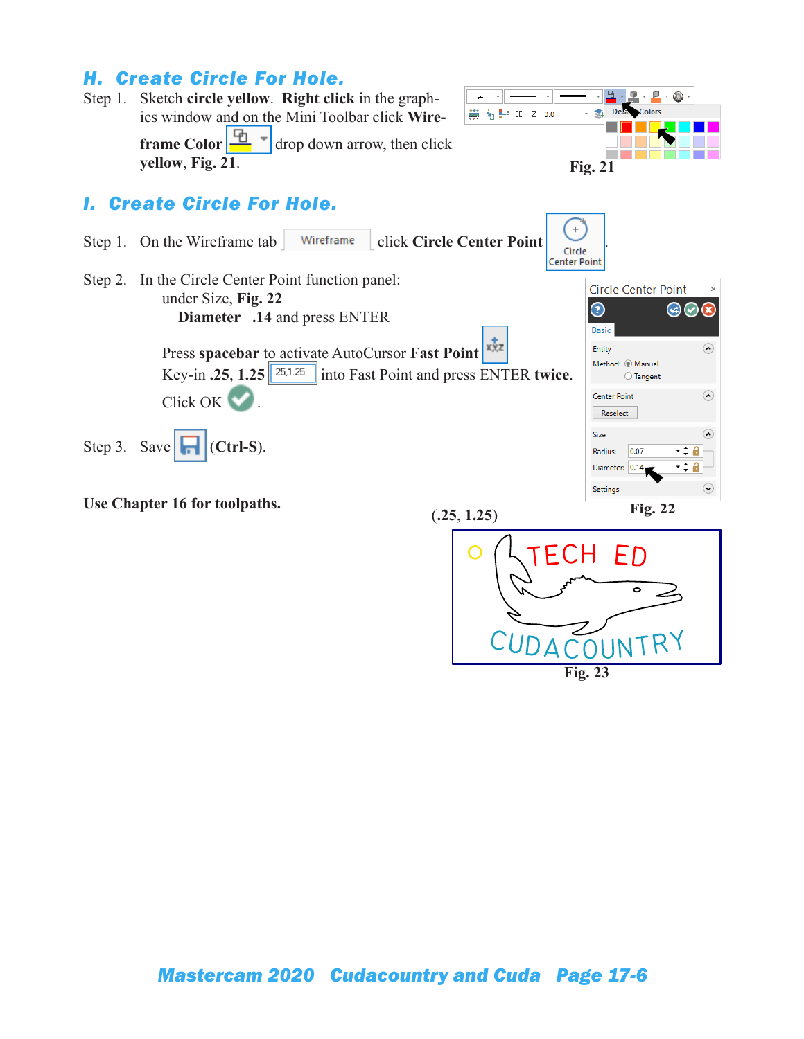## H. Create Circle For Hole.

Step 1. Sketch **circle yellow**. **Right click** in the graphics window and on the Mini Toolbar click **Wireframe Color** drop down arrow, then click **yellow**, **Fig. 21**.

Fig. 21

## I. Create Circle For Hole.

Step 1. On the Wireframe tab Wireframe click **Circle Center Point** Circle Center Point.

Step 2. In the Circle Center Point function panel:
under Size, **Fig. 22**
**Diameter** **.14** and press ENTER

Press **spacebar** to activate AutoCursor **Fast Point**
Key-in **.25**, **1.25** .25,1.25 into Fast Point and press ENTER **twice**.
Click OK .

Step 3. Save **(Ctrl-S)**.

**Use Chapter 16 for toolpaths.**

Circle Center Point
Basic
Entity
Method: Manual
Tangent
Center Point
Reselect
Size
Radius: 0.07
Diameter: 0.14
Settings

**Fig. 22**

**(.25, 1.25)**

TECH ED
CUDACOUNTRY

**Fig. 23**